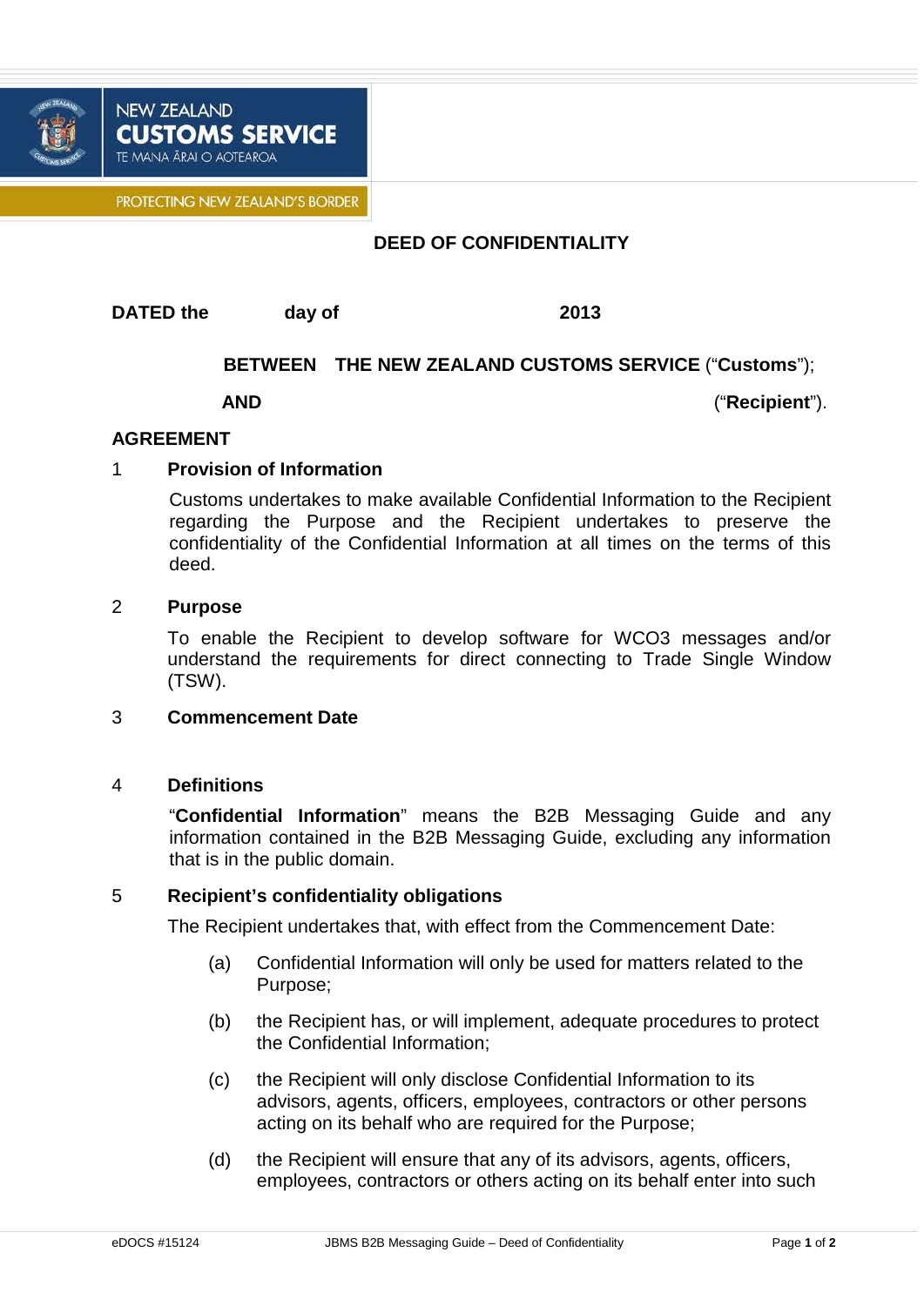NEW ZEALAND
**CUSTOMS SERVICE**
TE MANA ĀRAI O AOTEAROA

PROTECTING NEW ZEALAND'S BORDER

# DEED OF CONFIDENTIALITY

**DATED the** &nbsp;&nbsp;&nbsp;&nbsp;&nbsp;&nbsp;&nbsp;&nbsp; **day of** &nbsp;&nbsp;&nbsp;&nbsp;&nbsp;&nbsp;&nbsp;&nbsp;&nbsp;&nbsp;&nbsp;&nbsp;&nbsp;&nbsp;&nbsp;&nbsp; **2013**

**BETWEEN** **THE NEW ZEALAND CUSTOMS SERVICE** ("**Customs**");

**AND** &nbsp;&nbsp;&nbsp;&nbsp;&nbsp;&nbsp;&nbsp;&nbsp;&nbsp;&nbsp;&nbsp;&nbsp;&nbsp;&nbsp;&nbsp;&nbsp;&nbsp;&nbsp;&nbsp;&nbsp; ("**Recipient**").

## AGREEMENT

### 1 Provision of Information

Customs undertakes to make available Confidential Information to the Recipient regarding the Purpose and the Recipient undertakes to preserve the confidentiality of the Confidential Information at all times on the terms of this deed.

### 2 Purpose

To enable the Recipient to develop software for WCO3 messages and/or understand the requirements for direct connecting to Trade Single Window (TSW).

### 3 Commencement Date

### 4 Definitions

"**Confidential Information**" means the B2B Messaging Guide and any information contained in the B2B Messaging Guide, excluding any information that is in the public domain.

### 5 Recipient's confidentiality obligations

The Recipient undertakes that, with effect from the Commencement Date:

(a) Confidential Information will only be used for matters related to the Purpose;

(b) the Recipient has, or will implement, adequate procedures to protect the Confidential Information;

(c) the Recipient will only disclose Confidential Information to its advisors, agents, officers, employees, contractors or other persons acting on its behalf who are required for the Purpose;

(d) the Recipient will ensure that any of its advisors, agents, officers, employees, contractors or others acting on its behalf enter into such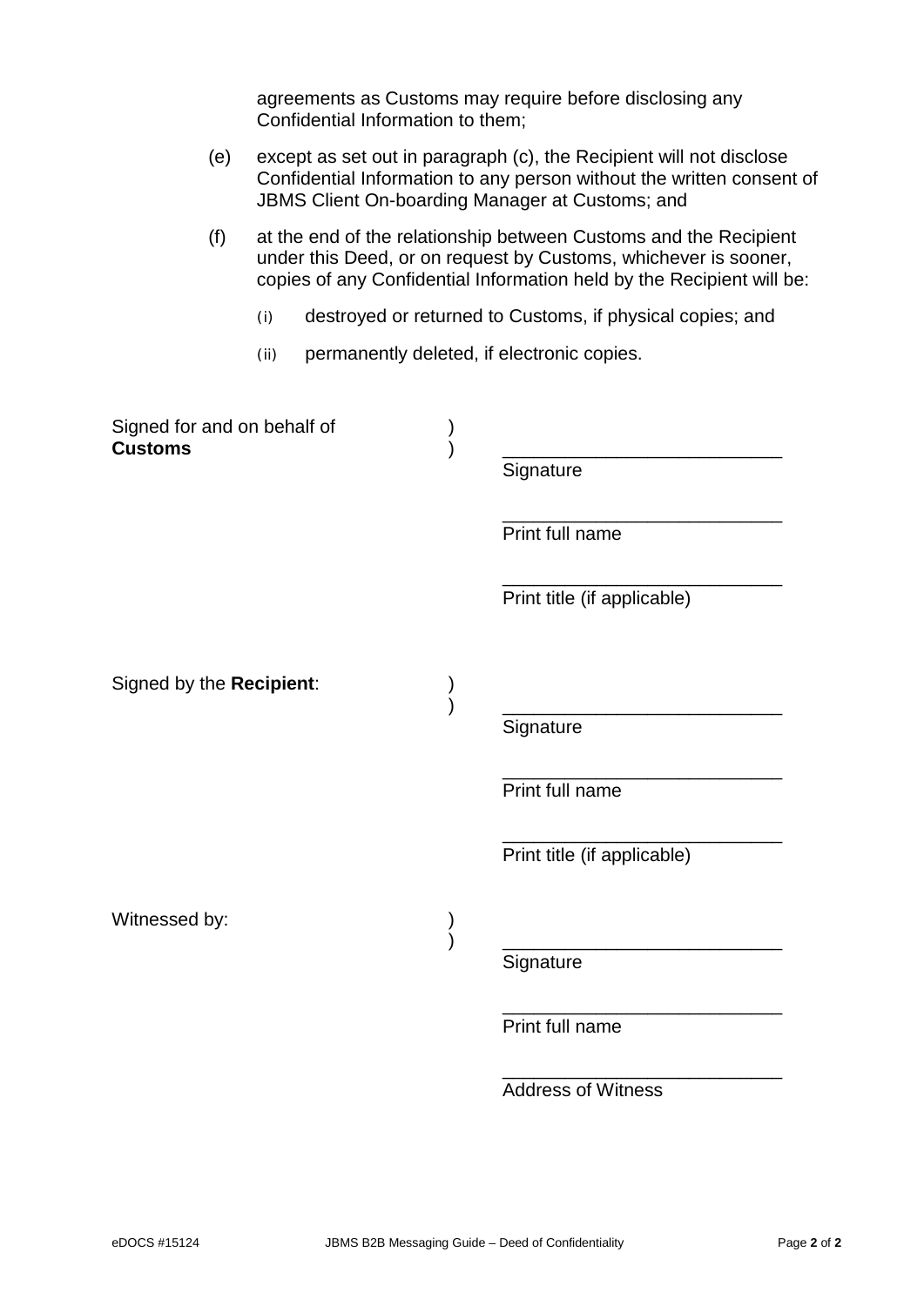agreements as Customs may require before disclosing any Confidential Information to them;

(e) except as set out in paragraph (c), the Recipient will not disclose Confidential Information to any person without the written consent of JBMS Client On-boarding Manager at Customs; and

(f) at the end of the relationship between Customs and the Recipient under this Deed, or on request by Customs, whichever is sooner, copies of any Confidential Information held by the Recipient will be:

(i) destroyed or returned to Customs, if physical copies; and

(ii) permanently deleted, if electronic copies.

| | | |
|---|---|---|
| Signed for and on behalf of **Customs** | ) ) | ___________________________ Signature |
| | | ___________________________ Print full name |
| | | ___________________________ Print title (if applicable) |
| Signed by the **Recipient**: | ) ) | ___________________________ Signature |
| | | ___________________________ Print full name |
| | | ___________________________ Print title (if applicable) |
| Witnessed by: | ) ) | ___________________________ Signature |
| | | ___________________________ Print full name |
| | | ___________________________ Address of Witness |